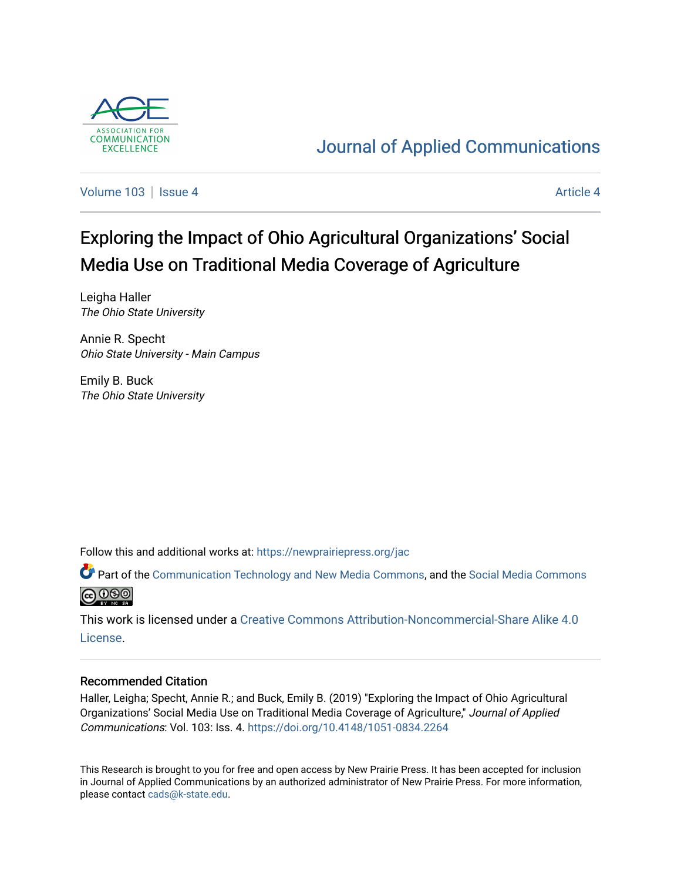Journal of Applied Communications

Volume 103 | Issue 4 Article 4

# Exploring the Impact of Ohio Agricultural Organizations' Social Media Use on Traditional Media Coverage of Agriculture

Leigha Haller
*The Ohio State University*

Annie R. Specht
*Ohio State University - Main Campus*

Emily B. Buck
*The Ohio State University*

Follow this and additional works at: https://newprairiepress.org/jac

Part of the Communication Technology and New Media Commons, and the Social Media Commons

This work is licensed under a Creative Commons Attribution-Noncommercial-Share Alike 4.0 License.

## Recommended Citation

Haller, Leigha; Specht, Annie R.; and Buck, Emily B. (2019) "Exploring the Impact of Ohio Agricultural Organizations' Social Media Use on Traditional Media Coverage of Agriculture," *Journal of Applied Communications*: Vol. 103: Iss. 4. https://doi.org/10.4148/1051-0834.2264

This Research is brought to you for free and open access by New Prairie Press. It has been accepted for inclusion in Journal of Applied Communications by an authorized administrator of New Prairie Press. For more information, please contact cads@k-state.edu.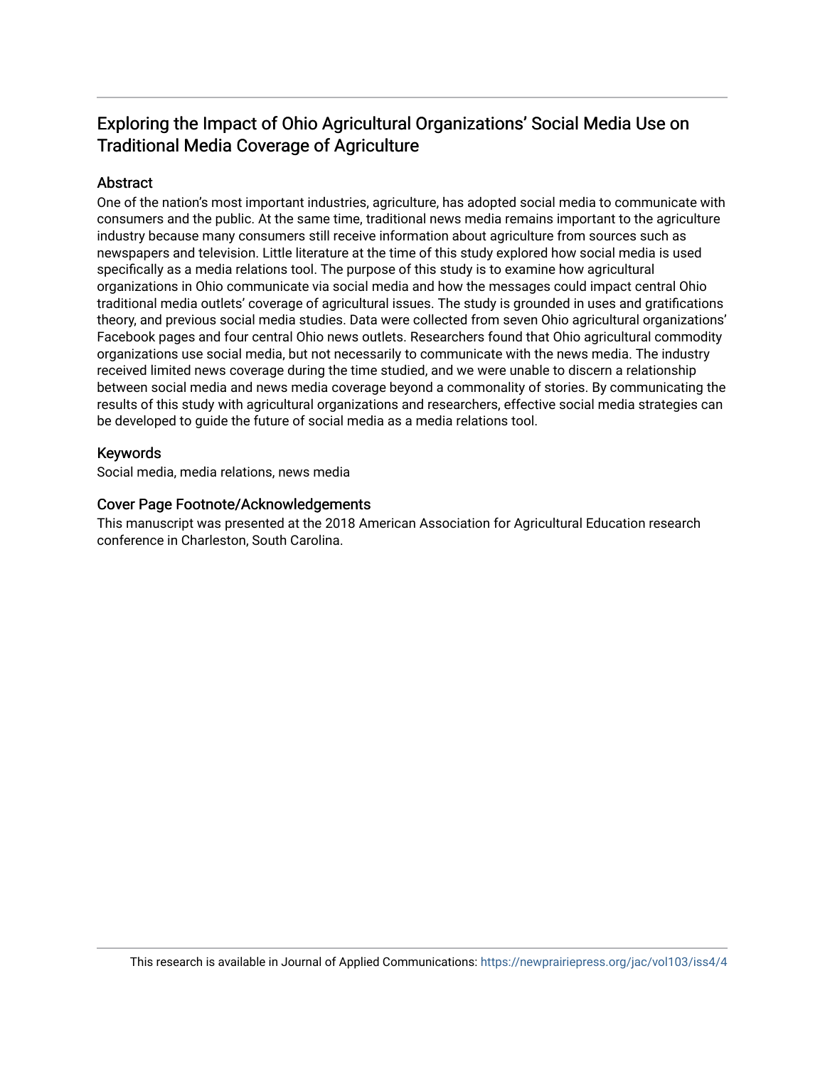## Exploring the Impact of Ohio Agricultural Organizations' Social Media Use on Traditional Media Coverage of Agriculture

### Abstract

One of the nation's most important industries, agriculture, has adopted social media to communicate with consumers and the public. At the same time, traditional news media remains important to the agriculture industry because many consumers still receive information about agriculture from sources such as newspapers and television. Little literature at the time of this study explored how social media is used specifically as a media relations tool. The purpose of this study is to examine how agricultural organizations in Ohio communicate via social media and how the messages could impact central Ohio traditional media outlets' coverage of agricultural issues. The study is grounded in uses and gratifications theory, and previous social media studies. Data were collected from seven Ohio agricultural organizations' Facebook pages and four central Ohio news outlets. Researchers found that Ohio agricultural commodity organizations use social media, but not necessarily to communicate with the news media. The industry received limited news coverage during the time studied, and we were unable to discern a relationship between social media and news media coverage beyond a commonality of stories. By communicating the results of this study with agricultural organizations and researchers, effective social media strategies can be developed to guide the future of social media as a media relations tool.

### Keywords

Social media, media relations, news media

### Cover Page Footnote/Acknowledgements

This manuscript was presented at the 2018 American Association for Agricultural Education research conference in Charleston, South Carolina.

This research is available in Journal of Applied Communications: https://newprairiepress.org/jac/vol103/iss4/4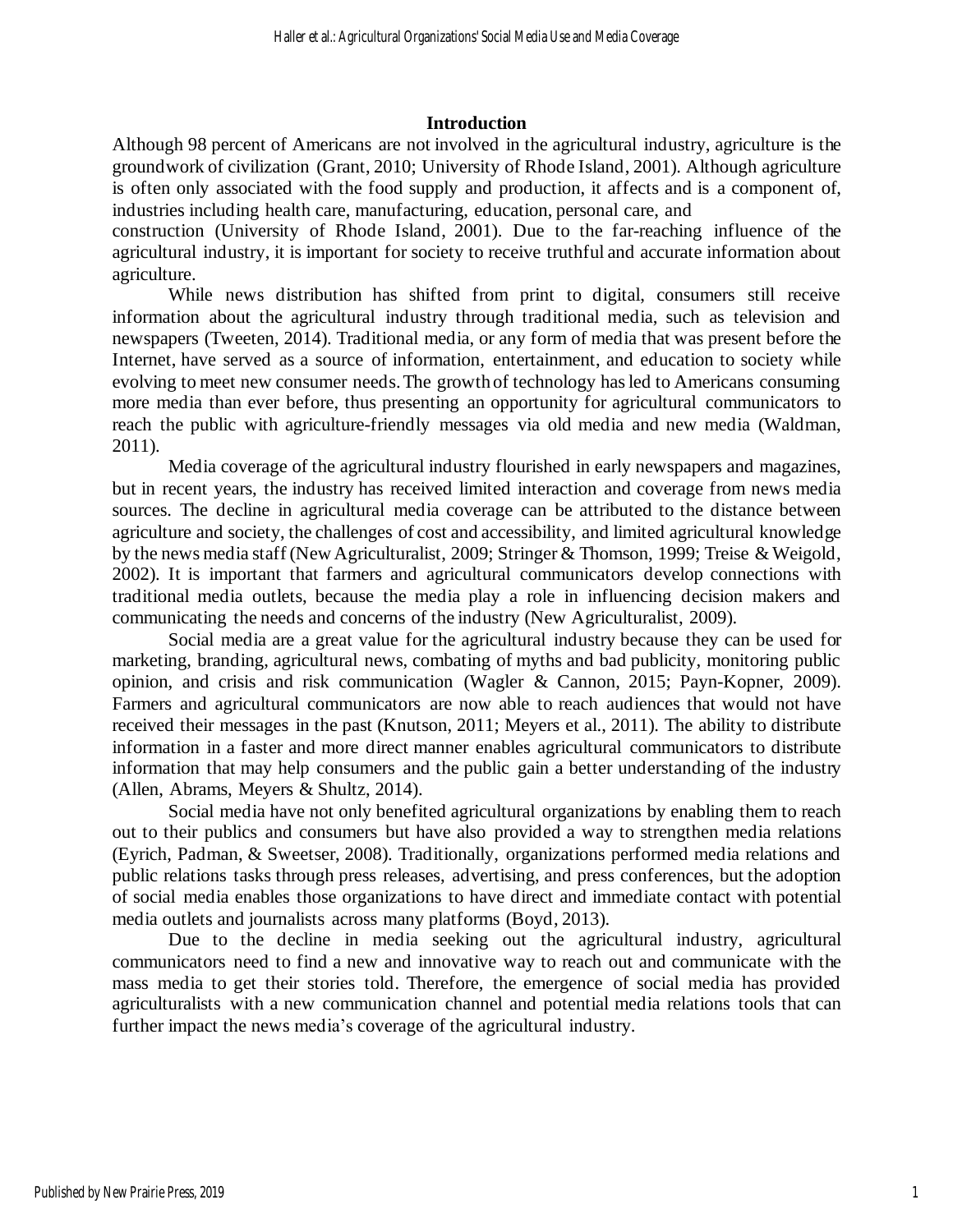## Introduction

Although 98 percent of Americans are not involved in the agricultural industry, agriculture is the groundwork of civilization (Grant, 2010; University of Rhode Island, 2001). Although agriculture is often only associated with the food supply and production, it affects and is a component of, industries including health care, manufacturing, education, personal care, and construction (University of Rhode Island, 2001). Due to the far-reaching influence of the agricultural industry, it is important for society to receive truthful and accurate information about agriculture.

While news distribution has shifted from print to digital, consumers still receive information about the agricultural industry through traditional media, such as television and newspapers (Tweeten, 2014). Traditional media, or any form of media that was present before the Internet, have served as a source of information, entertainment, and education to society while evolving to meet new consumer needs. The growth of technology has led to Americans consuming more media than ever before, thus presenting an opportunity for agricultural communicators to reach the public with agriculture-friendly messages via old media and new media (Waldman, 2011).

Media coverage of the agricultural industry flourished in early newspapers and magazines, but in recent years, the industry has received limited interaction and coverage from news media sources. The decline in agricultural media coverage can be attributed to the distance between agriculture and society, the challenges of cost and accessibility, and limited agricultural knowledge by the news media staff (New Agriculturalist, 2009; Stringer & Thomson, 1999; Treise & Weigold, 2002). It is important that farmers and agricultural communicators develop connections with traditional media outlets, because the media play a role in influencing decision makers and communicating the needs and concerns of the industry (New Agriculturalist, 2009).

Social media are a great value for the agricultural industry because they can be used for marketing, branding, agricultural news, combating of myths and bad publicity, monitoring public opinion, and crisis and risk communication (Wagler & Cannon, 2015; Payn-Kopner, 2009). Farmers and agricultural communicators are now able to reach audiences that would not have received their messages in the past (Knutson, 2011; Meyers et al., 2011). The ability to distribute information in a faster and more direct manner enables agricultural communicators to distribute information that may help consumers and the public gain a better understanding of the industry (Allen, Abrams, Meyers & Shultz, 2014).

Social media have not only benefited agricultural organizations by enabling them to reach out to their publics and consumers but have also provided a way to strengthen media relations (Eyrich, Padman, & Sweetser, 2008). Traditionally, organizations performed media relations and public relations tasks through press releases, advertising, and press conferences, but the adoption of social media enables those organizations to have direct and immediate contact with potential media outlets and journalists across many platforms (Boyd, 2013).

Due to the decline in media seeking out the agricultural industry, agricultural communicators need to find a new and innovative way to reach out and communicate with the mass media to get their stories told. Therefore, the emergence of social media has provided agriculturalists with a new communication channel and potential media relations tools that can further impact the news media's coverage of the agricultural industry.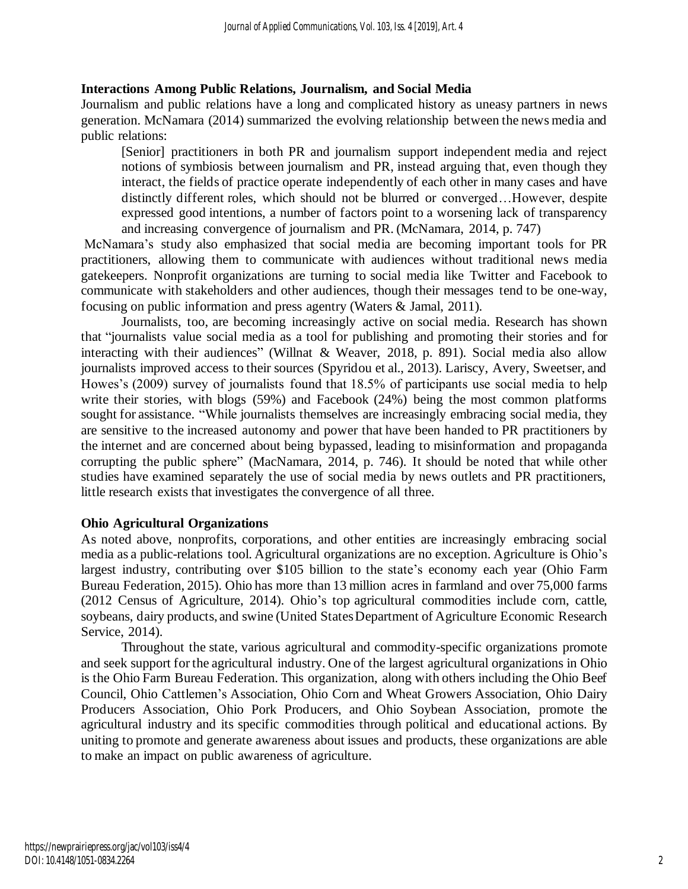## Interactions Among Public Relations, Journalism, and Social Media

Journalism and public relations have a long and complicated history as uneasy partners in news generation. McNamara (2014) summarized the evolving relationship between the news media and public relations:

> [Senior] practitioners in both PR and journalism support independent media and reject notions of symbiosis between journalism and PR, instead arguing that, even though they interact, the fields of practice operate independently of each other in many cases and have distinctly different roles, which should not be blurred or converged…However, despite expressed good intentions, a number of factors point to a worsening lack of transparency and increasing convergence of journalism and PR. (McNamara, 2014, p. 747)

McNamara's study also emphasized that social media are becoming important tools for PR practitioners, allowing them to communicate with audiences without traditional news media gatekeepers. Nonprofit organizations are turning to social media like Twitter and Facebook to communicate with stakeholders and other audiences, though their messages tend to be one-way, focusing on public information and press agentry (Waters & Jamal, 2011).

Journalists, too, are becoming increasingly active on social media. Research has shown that "journalists value social media as a tool for publishing and promoting their stories and for interacting with their audiences" (Willnat & Weaver, 2018, p. 891). Social media also allow journalists improved access to their sources (Spyridou et al., 2013). Lariscy, Avery, Sweetser, and Howes's (2009) survey of journalists found that 18.5% of participants use social media to help write their stories, with blogs (59%) and Facebook (24%) being the most common platforms sought for assistance. "While journalists themselves are increasingly embracing social media, they are sensitive to the increased autonomy and power that have been handed to PR practitioners by the internet and are concerned about being bypassed, leading to misinformation and propaganda corrupting the public sphere" (MacNamara, 2014, p. 746). It should be noted that while other studies have examined separately the use of social media by news outlets and PR practitioners, little research exists that investigates the convergence of all three.

## Ohio Agricultural Organizations

As noted above, nonprofits, corporations, and other entities are increasingly embracing social media as a public-relations tool. Agricultural organizations are no exception. Agriculture is Ohio's largest industry, contributing over $105 billion to the state's economy each year (Ohio Farm Bureau Federation, 2015). Ohio has more than 13 million acres in farmland and over 75,000 farms (2012 Census of Agriculture, 2014). Ohio's top agricultural commodities include corn, cattle, soybeans, dairy products, and swine (United States Department of Agriculture Economic Research Service, 2014).

Throughout the state, various agricultural and commodity-specific organizations promote and seek support for the agricultural industry. One of the largest agricultural organizations in Ohio is the Ohio Farm Bureau Federation. This organization, along with others including the Ohio Beef Council, Ohio Cattlemen's Association, Ohio Corn and Wheat Growers Association, Ohio Dairy Producers Association, Ohio Pork Producers, and Ohio Soybean Association, promote the agricultural industry and its specific commodities through political and educational actions. By uniting to promote and generate awareness about issues and products, these organizations are able to make an impact on public awareness of agriculture.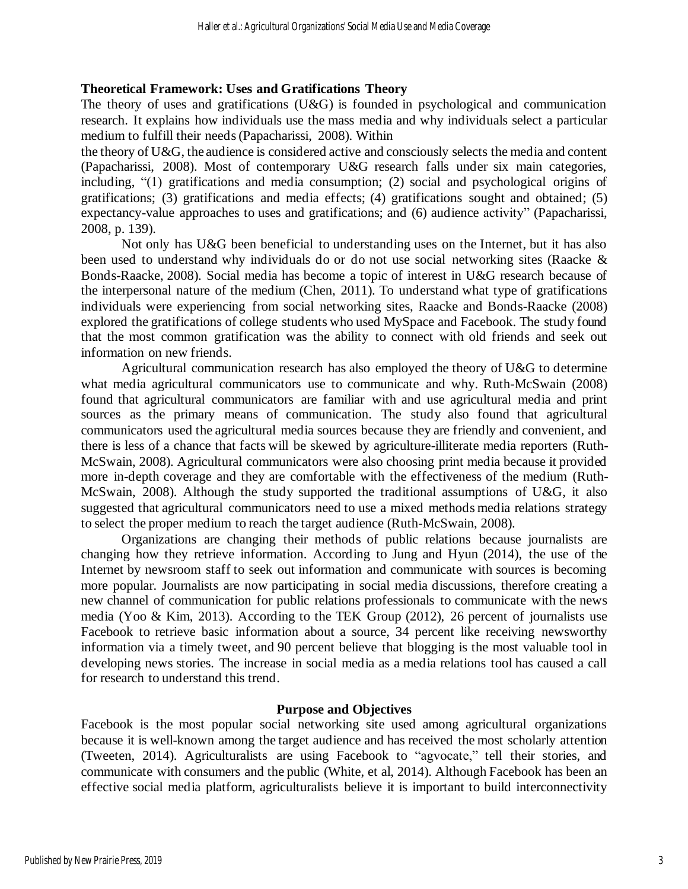## Theoretical Framework: Uses and Gratifications Theory

The theory of uses and gratifications (U&G) is founded in psychological and communication research. It explains how individuals use the mass media and why individuals select a particular medium to fulfill their needs (Papacharissi, 2008). Within the theory of U&G, the audience is considered active and consciously selects the media and content (Papacharissi, 2008). Most of contemporary U&G research falls under six main categories, including, "(1) gratifications and media consumption; (2) social and psychological origins of gratifications; (3) gratifications and media effects; (4) gratifications sought and obtained; (5) expectancy-value approaches to uses and gratifications; and (6) audience activity" (Papacharissi, 2008, p. 139).

Not only has U&G been beneficial to understanding uses on the Internet, but it has also been used to understand why individuals do or do not use social networking sites (Raacke & Bonds-Raacke, 2008). Social media has become a topic of interest in U&G research because of the interpersonal nature of the medium (Chen, 2011). To understand what type of gratifications individuals were experiencing from social networking sites, Raacke and Bonds-Raacke (2008) explored the gratifications of college students who used MySpace and Facebook. The study found that the most common gratification was the ability to connect with old friends and seek out information on new friends.

Agricultural communication research has also employed the theory of U&G to determine what media agricultural communicators use to communicate and why. Ruth-McSwain (2008) found that agricultural communicators are familiar with and use agricultural media and print sources as the primary means of communication. The study also found that agricultural communicators used the agricultural media sources because they are friendly and convenient, and there is less of a chance that facts will be skewed by agriculture-illiterate media reporters (Ruth-McSwain, 2008). Agricultural communicators were also choosing print media because it provided more in-depth coverage and they are comfortable with the effectiveness of the medium (Ruth-McSwain, 2008). Although the study supported the traditional assumptions of U&G, it also suggested that agricultural communicators need to use a mixed methods media relations strategy to select the proper medium to reach the target audience (Ruth-McSwain, 2008).

Organizations are changing their methods of public relations because journalists are changing how they retrieve information. According to Jung and Hyun (2014), the use of the Internet by newsroom staff to seek out information and communicate with sources is becoming more popular. Journalists are now participating in social media discussions, therefore creating a new channel of communication for public relations professionals to communicate with the news media (Yoo & Kim, 2013). According to the TEK Group (2012), 26 percent of journalists use Facebook to retrieve basic information about a source, 34 percent like receiving newsworthy information via a timely tweet, and 90 percent believe that blogging is the most valuable tool in developing news stories. The increase in social media as a media relations tool has caused a call for research to understand this trend.

## Purpose and Objectives

Facebook is the most popular social networking site used among agricultural organizations because it is well-known among the target audience and has received the most scholarly attention (Tweeten, 2014). Agriculturalists are using Facebook to "agvocate," tell their stories, and communicate with consumers and the public (White, et al, 2014). Although Facebook has been an effective social media platform, agriculturalists believe it is important to build interconnectivity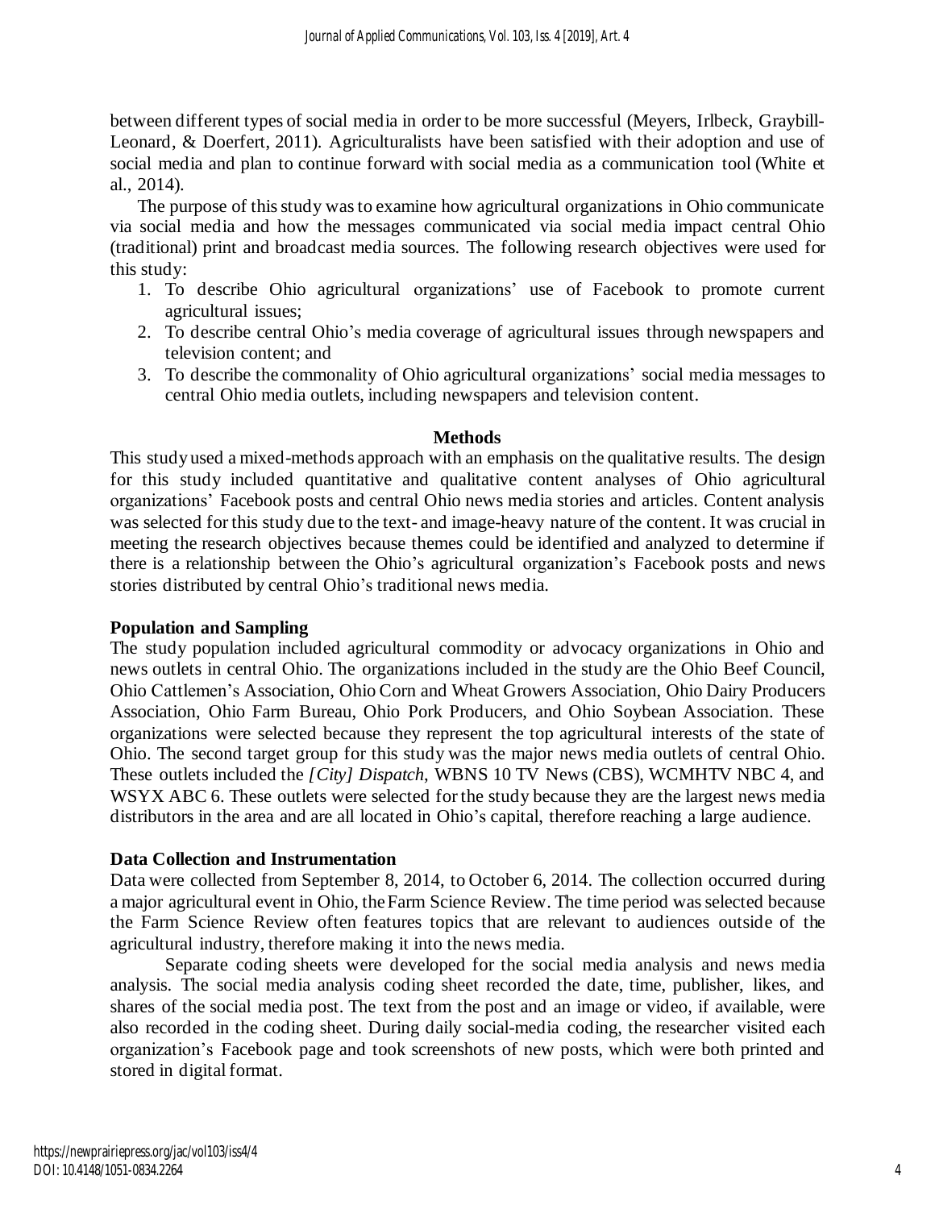between different types of social media in order to be more successful (Meyers, Irlbeck, Graybill-Leonard, & Doerfert, 2011). Agriculturalists have been satisfied with their adoption and use of social media and plan to continue forward with social media as a communication tool (White et al., 2014).

The purpose of this study was to examine how agricultural organizations in Ohio communicate via social media and how the messages communicated via social media impact central Ohio (traditional) print and broadcast media sources. The following research objectives were used for this study:

1. To describe Ohio agricultural organizations' use of Facebook to promote current agricultural issues;
2. To describe central Ohio's media coverage of agricultural issues through newspapers and television content; and
3. To describe the commonality of Ohio agricultural organizations' social media messages to central Ohio media outlets, including newspapers and television content.

## Methods

This study used a mixed-methods approach with an emphasis on the qualitative results. The design for this study included quantitative and qualitative content analyses of Ohio agricultural organizations' Facebook posts and central Ohio news media stories and articles. Content analysis was selected for this study due to the text- and image-heavy nature of the content. It was crucial in meeting the research objectives because themes could be identified and analyzed to determine if there is a relationship between the Ohio's agricultural organization's Facebook posts and news stories distributed by central Ohio's traditional news media.

### Population and Sampling

The study population included agricultural commodity or advocacy organizations in Ohio and news outlets in central Ohio. The organizations included in the study are the Ohio Beef Council, Ohio Cattlemen's Association, Ohio Corn and Wheat Growers Association, Ohio Dairy Producers Association, Ohio Farm Bureau, Ohio Pork Producers, and Ohio Soybean Association. These organizations were selected because they represent the top agricultural interests of the state of Ohio. The second target group for this study was the major news media outlets of central Ohio. These outlets included the *[City] Dispatch*, WBNS 10 TV News (CBS), WCMHTV NBC 4, and WSYX ABC 6. These outlets were selected for the study because they are the largest news media distributors in the area and are all located in Ohio's capital, therefore reaching a large audience.

### Data Collection and Instrumentation

Data were collected from September 8, 2014, to October 6, 2014. The collection occurred during a major agricultural event in Ohio, the Farm Science Review. The time period was selected because the Farm Science Review often features topics that are relevant to audiences outside of the agricultural industry, therefore making it into the news media.

Separate coding sheets were developed for the social media analysis and news media analysis. The social media analysis coding sheet recorded the date, time, publisher, likes, and shares of the social media post. The text from the post and an image or video, if available, were also recorded in the coding sheet. During daily social-media coding, the researcher visited each organization's Facebook page and took screenshots of new posts, which were both printed and stored in digital format.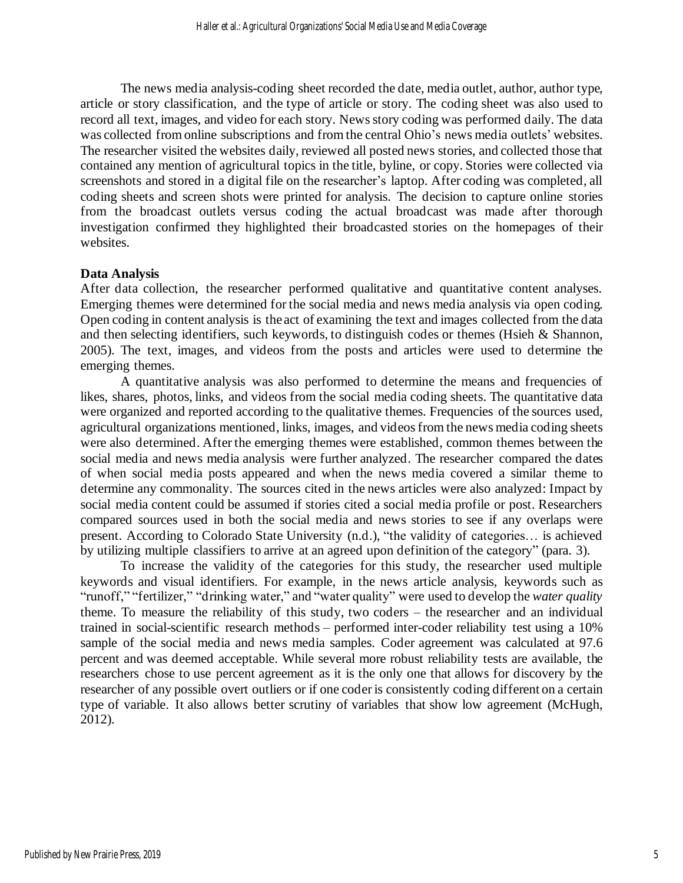The news media analysis-coding sheet recorded the date, media outlet, author, author type, article or story classification, and the type of article or story. The coding sheet was also used to record all text, images, and video for each story. News story coding was performed daily. The data was collected from online subscriptions and from the central Ohio's news media outlets' websites. The researcher visited the websites daily, reviewed all posted news stories, and collected those that contained any mention of agricultural topics in the title, byline, or copy. Stories were collected via screenshots and stored in a digital file on the researcher's laptop. After coding was completed, all coding sheets and screen shots were printed for analysis. The decision to capture online stories from the broadcast outlets versus coding the actual broadcast was made after thorough investigation confirmed they highlighted their broadcasted stories on the homepages of their websites.

**Data Analysis**

After data collection, the researcher performed qualitative and quantitative content analyses. Emerging themes were determined for the social media and news media analysis via open coding. Open coding in content analysis is the act of examining the text and images collected from the data and then selecting identifiers, such keywords, to distinguish codes or themes (Hsieh & Shannon, 2005). The text, images, and videos from the posts and articles were used to determine the emerging themes.

A quantitative analysis was also performed to determine the means and frequencies of likes, shares, photos, links, and videos from the social media coding sheets. The quantitative data were organized and reported according to the qualitative themes. Frequencies of the sources used, agricultural organizations mentioned, links, images, and videos from the news media coding sheets were also determined. After the emerging themes were established, common themes between the social media and news media analysis were further analyzed. The researcher compared the dates of when social media posts appeared and when the news media covered a similar theme to determine any commonality. The sources cited in the news articles were also analyzed: Impact by social media content could be assumed if stories cited a social media profile or post. Researchers compared sources used in both the social media and news stories to see if any overlaps were present. According to Colorado State University (n.d.), "the validity of categories… is achieved by utilizing multiple classifiers to arrive at an agreed upon definition of the category" (para. 3).

To increase the validity of the categories for this study, the researcher used multiple keywords and visual identifiers. For example, in the news article analysis, keywords such as "runoff," "fertilizer," "drinking water," and "water quality" were used to develop the *water quality* theme. To measure the reliability of this study, two coders – the researcher and an individual trained in social-scientific research methods – performed inter-coder reliability test using a 10% sample of the social media and news media samples. Coder agreement was calculated at 97.6 percent and was deemed acceptable. While several more robust reliability tests are available, the researchers chose to use percent agreement as it is the only one that allows for discovery by the researcher of any possible overt outliers or if one coder is consistently coding different on a certain type of variable. It also allows better scrutiny of variables that show low agreement (McHugh, 2012).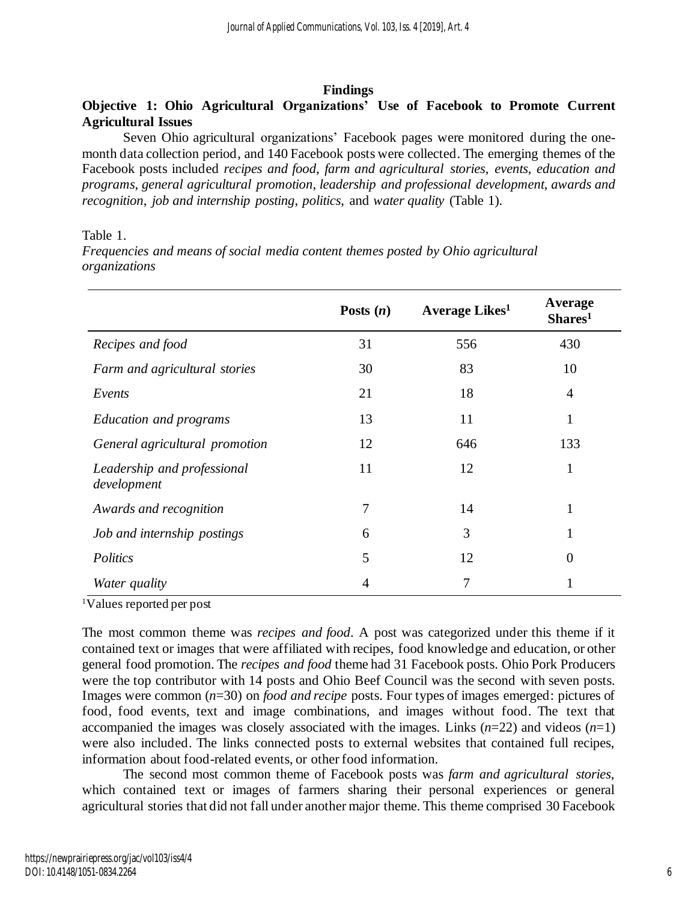## Findings

### Objective 1: Ohio Agricultural Organizations' Use of Facebook to Promote Current Agricultural Issues

Seven Ohio agricultural organizations' Facebook pages were monitored during the one-month data collection period, and 140 Facebook posts were collected. The emerging themes of the Facebook posts included *recipes and food*, *farm and agricultural stories*, *events*, *education and programs*, *general agricultural promotion*, *leadership and professional development*, *awards and recognition*, *job and internship posting*, *politics*, and *water quality* (Table 1).

Table 1.
*Frequencies and means of social media content themes posted by Ohio agricultural organizations*

| | **Posts (*n*)** | **Average Likes[1]** | **Average Shares[1]** |
|---|---|---|---|
| *Recipes and food* | 31 | 556 | 430 |
| *Farm and agricultural stories* | 30 | 83 | 10 |
| *Events* | 21 | 18 | 4 |
| *Education and programs* | 13 | 11 | 1 |
| *General agricultural promotion* | 12 | 646 | 133 |
| *Leadership and professional development* | 11 | 12 | 1 |
| *Awards and recognition* | 7 | 14 | 1 |
| *Job and internship postings* | 6 | 3 | 1 |
| *Politics* | 5 | 12 | 0 |
| *Water quality* | 4 | 7 | 1 |

[1]Values reported per post

The most common theme was *recipes and food*. A post was categorized under this theme if it contained text or images that were affiliated with recipes, food knowledge and education, or other general food promotion. The *recipes and food* theme had 31 Facebook posts. Ohio Pork Producers were the top contributor with 14 posts and Ohio Beef Council was the second with seven posts. Images were common (*n*=30) on *food and recipe* posts. Four types of images emerged: pictures of food, food events, text and image combinations, and images without food. The text that accompanied the images was closely associated with the images. Links (*n*=22) and videos (*n*=1) were also included. The links connected posts to external websites that contained full recipes, information about food-related events, or other food information.

The second most common theme of Facebook posts was *farm and agricultural stories*, which contained text or images of farmers sharing their personal experiences or general agricultural stories that did not fall under another major theme. This theme comprised 30 Facebook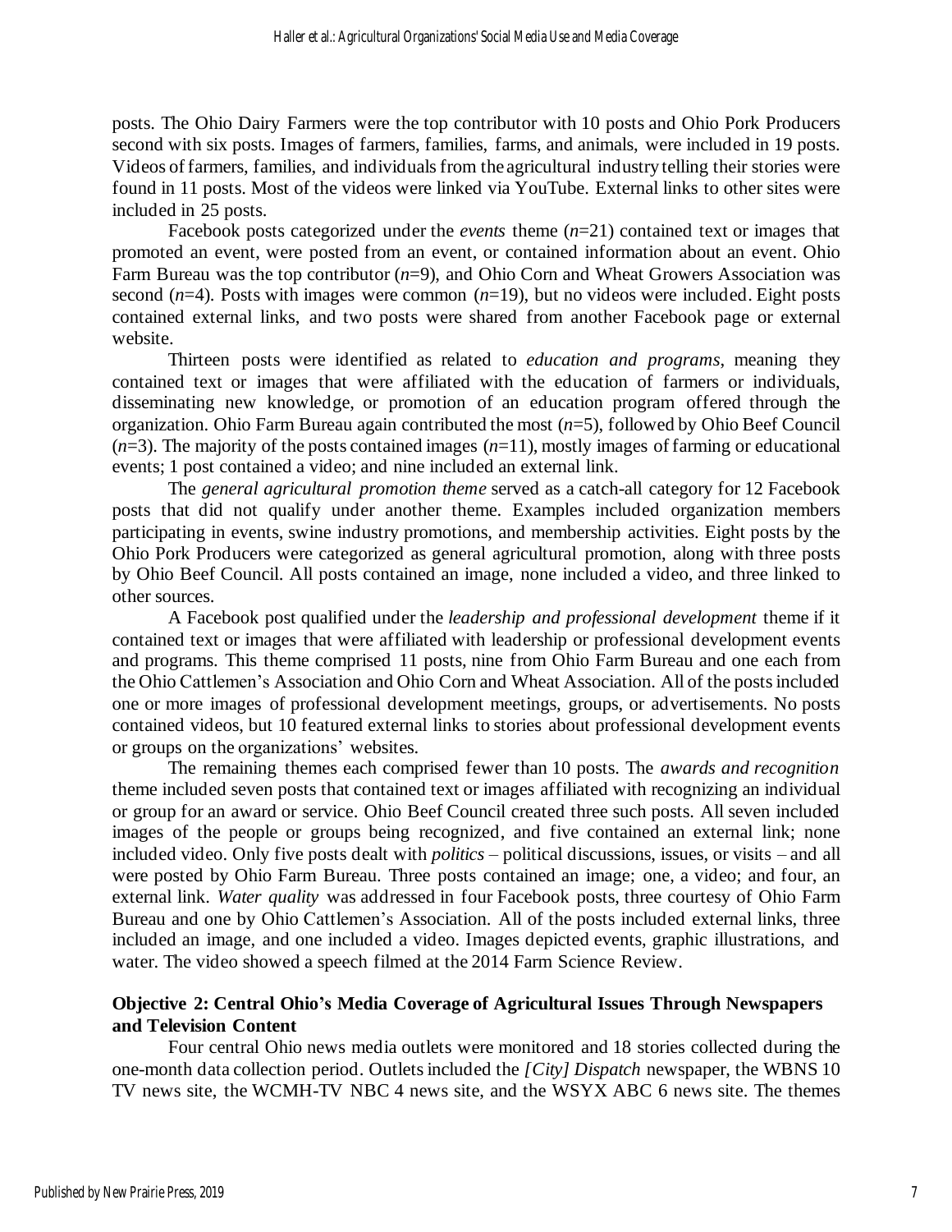posts. The Ohio Dairy Farmers were the top contributor with 10 posts and Ohio Pork Producers second with six posts. Images of farmers, families, farms, and animals, were included in 19 posts. Videos of farmers, families, and individuals from the agricultural industry telling their stories were found in 11 posts. Most of the videos were linked via YouTube. External links to other sites were included in 25 posts.

Facebook posts categorized under the *events* theme (*n*=21) contained text or images that promoted an event, were posted from an event, or contained information about an event. Ohio Farm Bureau was the top contributor (*n*=9), and Ohio Corn and Wheat Growers Association was second (*n*=4). Posts with images were common (*n*=19), but no videos were included. Eight posts contained external links, and two posts were shared from another Facebook page or external website.

Thirteen posts were identified as related to *education and programs*, meaning they contained text or images that were affiliated with the education of farmers or individuals, disseminating new knowledge, or promotion of an education program offered through the organization. Ohio Farm Bureau again contributed the most (*n*=5), followed by Ohio Beef Council (*n*=3). The majority of the posts contained images (*n*=11), mostly images of farming or educational events; 1 post contained a video; and nine included an external link.

The *general agricultural promotion theme* served as a catch-all category for 12 Facebook posts that did not qualify under another theme. Examples included organization members participating in events, swine industry promotions, and membership activities. Eight posts by the Ohio Pork Producers were categorized as general agricultural promotion, along with three posts by Ohio Beef Council. All posts contained an image, none included a video, and three linked to other sources.

A Facebook post qualified under the *leadership and professional development* theme if it contained text or images that were affiliated with leadership or professional development events and programs. This theme comprised 11 posts, nine from Ohio Farm Bureau and one each from the Ohio Cattlemen's Association and Ohio Corn and Wheat Association. All of the posts included one or more images of professional development meetings, groups, or advertisements. No posts contained videos, but 10 featured external links to stories about professional development events or groups on the organizations' websites.

The remaining themes each comprised fewer than 10 posts. The *awards and recognition* theme included seven posts that contained text or images affiliated with recognizing an individual or group for an award or service. Ohio Beef Council created three such posts. All seven included images of the people or groups being recognized, and five contained an external link; none included video. Only five posts dealt with *politics* – political discussions, issues, or visits – and all were posted by Ohio Farm Bureau. Three posts contained an image; one, a video; and four, an external link. *Water quality* was addressed in four Facebook posts, three courtesy of Ohio Farm Bureau and one by Ohio Cattlemen's Association. All of the posts included external links, three included an image, and one included a video. Images depicted events, graphic illustrations, and water. The video showed a speech filmed at the 2014 Farm Science Review.

### Objective 2: Central Ohio's Media Coverage of Agricultural Issues Through Newspapers and Television Content

Four central Ohio news media outlets were monitored and 18 stories collected during the one-month data collection period. Outlets included the *[City] Dispatch* newspaper, the WBNS 10 TV news site, the WCMH-TV NBC 4 news site, and the WSYX ABC 6 news site. The themes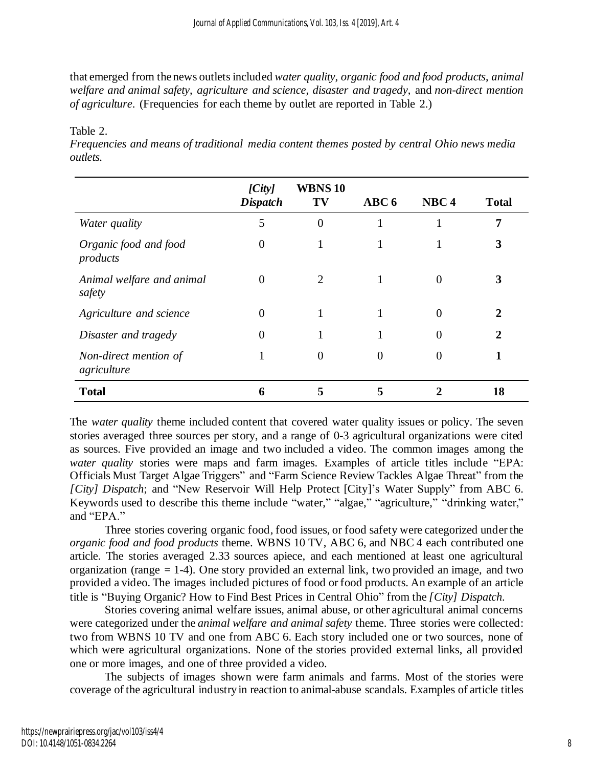that emerged from the news outlets included *water quality*, *organic food and food products*, *animal welfare and animal safety*, *agriculture and science*, *disaster and tragedy*, and *non-direct mention of agriculture*. (Frequencies for each theme by outlet are reported in Table 2.)

Table 2.
*Frequencies and means of traditional media content themes posted by central Ohio news media outlets.*

| | *[City] Dispatch* | WBNS 10 TV | ABC 6 | NBC 4 | Total |
|---|---|---|---|---|---|
| *Water quality* | 5 | 0 | 1 | 1 | **7** |
| *Organic food and food products* | 0 | 1 | 1 | 1 | **3** |
| *Animal welfare and animal safety* | 0 | 2 | 1 | 0 | **3** |
| *Agriculture and science* | 0 | 1 | 1 | 0 | **2** |
| *Disaster and tragedy* | 0 | 1 | 1 | 0 | **2** |
| *Non-direct mention of agriculture* | 1 | 0 | 0 | 0 | **1** |
| **Total** | **6** | **5** | **5** | **2** | **18** |

The *water quality* theme included content that covered water quality issues or policy. The seven stories averaged three sources per story, and a range of 0-3 agricultural organizations were cited as sources. Five provided an image and two included a video. The common images among the *water quality* stories were maps and farm images. Examples of article titles include "EPA: Officials Must Target Algae Triggers" and "Farm Science Review Tackles Algae Threat" from the *[City] Dispatch*; and "New Reservoir Will Help Protect [City]'s Water Supply" from ABC 6. Keywords used to describe this theme include "water," "algae," "agriculture," "drinking water," and "EPA."

Three stories covering organic food, food issues, or food safety were categorized under the *organic food and food products* theme. WBNS 10 TV, ABC 6, and NBC 4 each contributed one article. The stories averaged 2.33 sources apiece, and each mentioned at least one agricultural organization (range = 1-4). One story provided an external link, two provided an image, and two provided a video. The images included pictures of food or food products. An example of an article title is "Buying Organic? How to Find Best Prices in Central Ohio" from the *[City] Dispatch*.

Stories covering animal welfare issues, animal abuse, or other agricultural animal concerns were categorized under the *animal welfare and animal safety* theme. Three stories were collected: two from WBNS 10 TV and one from ABC 6. Each story included one or two sources, none of which were agricultural organizations. None of the stories provided external links, all provided one or more images, and one of three provided a video.

The subjects of images shown were farm animals and farms. Most of the stories were coverage of the agricultural industry in reaction to animal-abuse scandals. Examples of article titles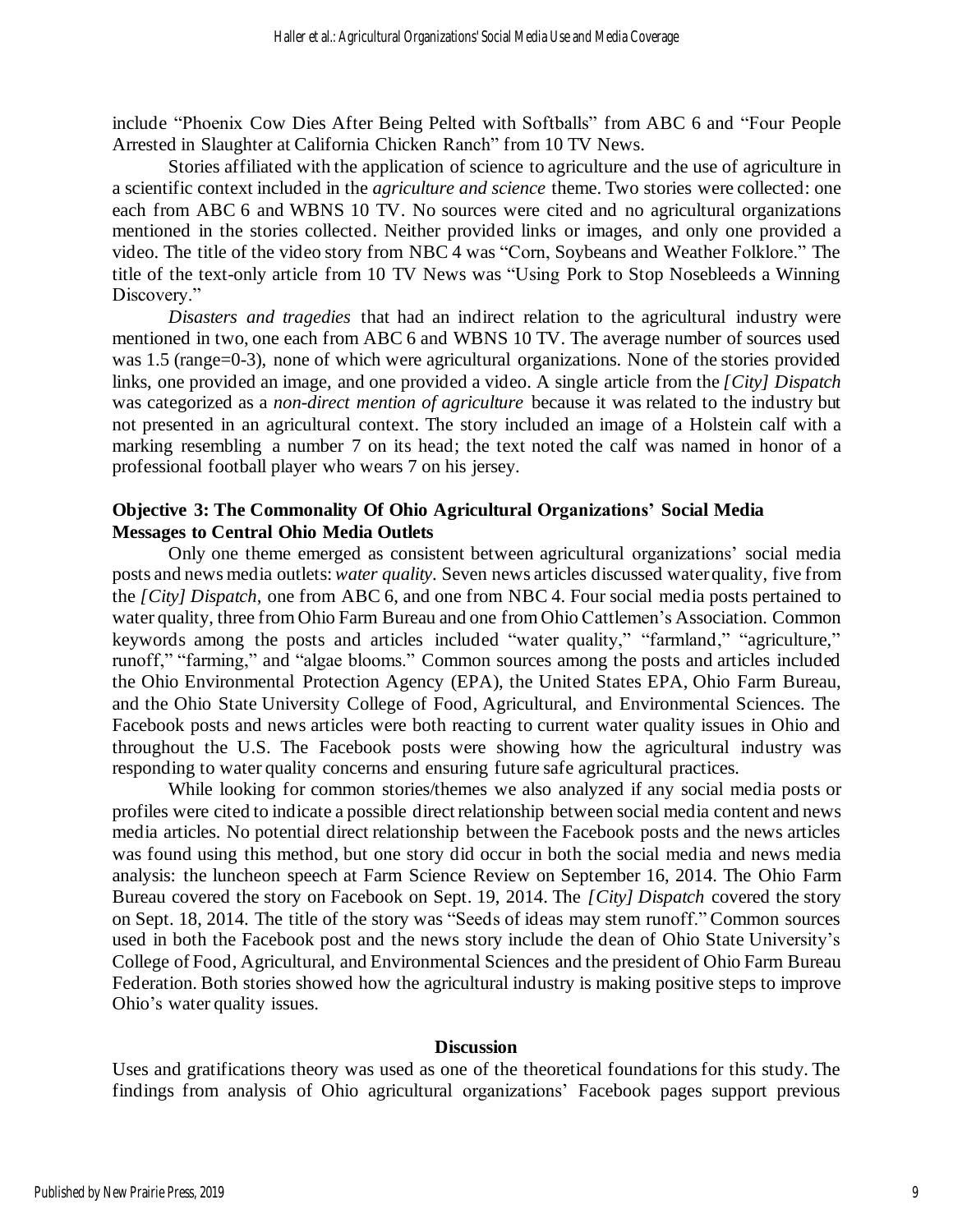include "Phoenix Cow Dies After Being Pelted with Softballs" from ABC 6 and "Four People Arrested in Slaughter at California Chicken Ranch" from 10 TV News.

Stories affiliated with the application of science to agriculture and the use of agriculture in a scientific context included in the *agriculture and science* theme. Two stories were collected: one each from ABC 6 and WBNS 10 TV. No sources were cited and no agricultural organizations mentioned in the stories collected. Neither provided links or images, and only one provided a video. The title of the video story from NBC 4 was "Corn, Soybeans and Weather Folklore." The title of the text-only article from 10 TV News was "Using Pork to Stop Nosebleeds a Winning Discovery."

*Disasters and tragedies* that had an indirect relation to the agricultural industry were mentioned in two, one each from ABC 6 and WBNS 10 TV. The average number of sources used was 1.5 (range=0-3), none of which were agricultural organizations. None of the stories provided links, one provided an image, and one provided a video. A single article from the *[City] Dispatch* was categorized as a *non-direct mention of agriculture* because it was related to the industry but not presented in an agricultural context. The story included an image of a Holstein calf with a marking resembling a number 7 on its head; the text noted the calf was named in honor of a professional football player who wears 7 on his jersey.

### Objective 3: The Commonality Of Ohio Agricultural Organizations' Social Media Messages to Central Ohio Media Outlets

Only one theme emerged as consistent between agricultural organizations' social media posts and news media outlets: *water quality*. Seven news articles discussed water quality, five from the *[City] Dispatch*, one from ABC 6, and one from NBC 4. Four social media posts pertained to water quality, three from Ohio Farm Bureau and one from Ohio Cattlemen's Association. Common keywords among the posts and articles included "water quality," "farmland," "agriculture," runoff," "farming," and "algae blooms." Common sources among the posts and articles included the Ohio Environmental Protection Agency (EPA), the United States EPA, Ohio Farm Bureau, and the Ohio State University College of Food, Agricultural, and Environmental Sciences. The Facebook posts and news articles were both reacting to current water quality issues in Ohio and throughout the U.S. The Facebook posts were showing how the agricultural industry was responding to water quality concerns and ensuring future safe agricultural practices.

While looking for common stories/themes we also analyzed if any social media posts or profiles were cited to indicate a possible direct relationship between social media content and news media articles. No potential direct relationship between the Facebook posts and the news articles was found using this method, but one story did occur in both the social media and news media analysis: the luncheon speech at Farm Science Review on September 16, 2014. The Ohio Farm Bureau covered the story on Facebook on Sept. 19, 2014. The *[City] Dispatch* covered the story on Sept. 18, 2014. The title of the story was "Seeds of ideas may stem runoff." Common sources used in both the Facebook post and the news story include the dean of Ohio State University's College of Food, Agricultural, and Environmental Sciences and the president of Ohio Farm Bureau Federation. Both stories showed how the agricultural industry is making positive steps to improve Ohio's water quality issues.

## Discussion

Uses and gratifications theory was used as one of the theoretical foundations for this study. The findings from analysis of Ohio agricultural organizations' Facebook pages support previous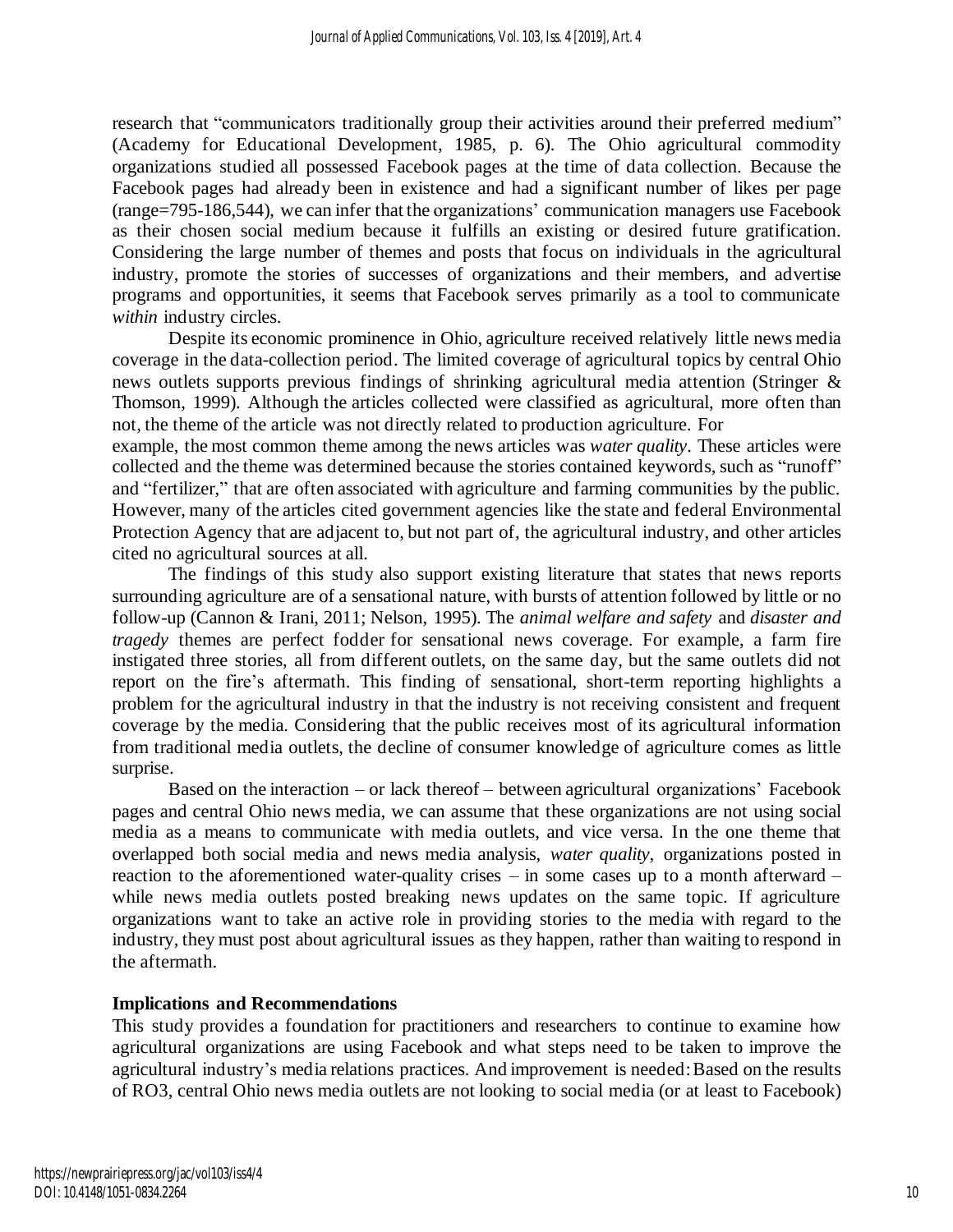research that "communicators traditionally group their activities around their preferred medium" (Academy for Educational Development, 1985, p. 6). The Ohio agricultural commodity organizations studied all possessed Facebook pages at the time of data collection. Because the Facebook pages had already been in existence and had a significant number of likes per page (range=795-186,544), we can infer that the organizations' communication managers use Facebook as their chosen social medium because it fulfills an existing or desired future gratification. Considering the large number of themes and posts that focus on individuals in the agricultural industry, promote the stories of successes of organizations and their members, and advertise programs and opportunities, it seems that Facebook serves primarily as a tool to communicate *within* industry circles.

Despite its economic prominence in Ohio, agriculture received relatively little news media coverage in the data-collection period. The limited coverage of agricultural topics by central Ohio news outlets supports previous findings of shrinking agricultural media attention (Stringer & Thomson, 1999). Although the articles collected were classified as agricultural, more often than not, the theme of the article was not directly related to production agriculture. For example, the most common theme among the news articles was *water quality*. These articles were collected and the theme was determined because the stories contained keywords, such as "runoff" and "fertilizer," that are often associated with agriculture and farming communities by the public. However, many of the articles cited government agencies like the state and federal Environmental Protection Agency that are adjacent to, but not part of, the agricultural industry, and other articles cited no agricultural sources at all.

The findings of this study also support existing literature that states that news reports surrounding agriculture are of a sensational nature, with bursts of attention followed by little or no follow-up (Cannon & Irani, 2011; Nelson, 1995). The *animal welfare and safety* and *disaster and tragedy* themes are perfect fodder for sensational news coverage. For example, a farm fire instigated three stories, all from different outlets, on the same day, but the same outlets did not report on the fire's aftermath. This finding of sensational, short-term reporting highlights a problem for the agricultural industry in that the industry is not receiving consistent and frequent coverage by the media. Considering that the public receives most of its agricultural information from traditional media outlets, the decline of consumer knowledge of agriculture comes as little surprise.

Based on the interaction – or lack thereof – between agricultural organizations' Facebook pages and central Ohio news media, we can assume that these organizations are not using social media as a means to communicate with media outlets, and vice versa. In the one theme that overlapped both social media and news media analysis, *water quality*, organizations posted in reaction to the aforementioned water-quality crises – in some cases up to a month afterward – while news media outlets posted breaking news updates on the same topic. If agriculture organizations want to take an active role in providing stories to the media with regard to the industry, they must post about agricultural issues as they happen, rather than waiting to respond in the aftermath.

## Implications and Recommendations

This study provides a foundation for practitioners and researchers to continue to examine how agricultural organizations are using Facebook and what steps need to be taken to improve the agricultural industry's media relations practices. And improvement is needed: Based on the results of RO3, central Ohio news media outlets are not looking to social media (or at least to Facebook)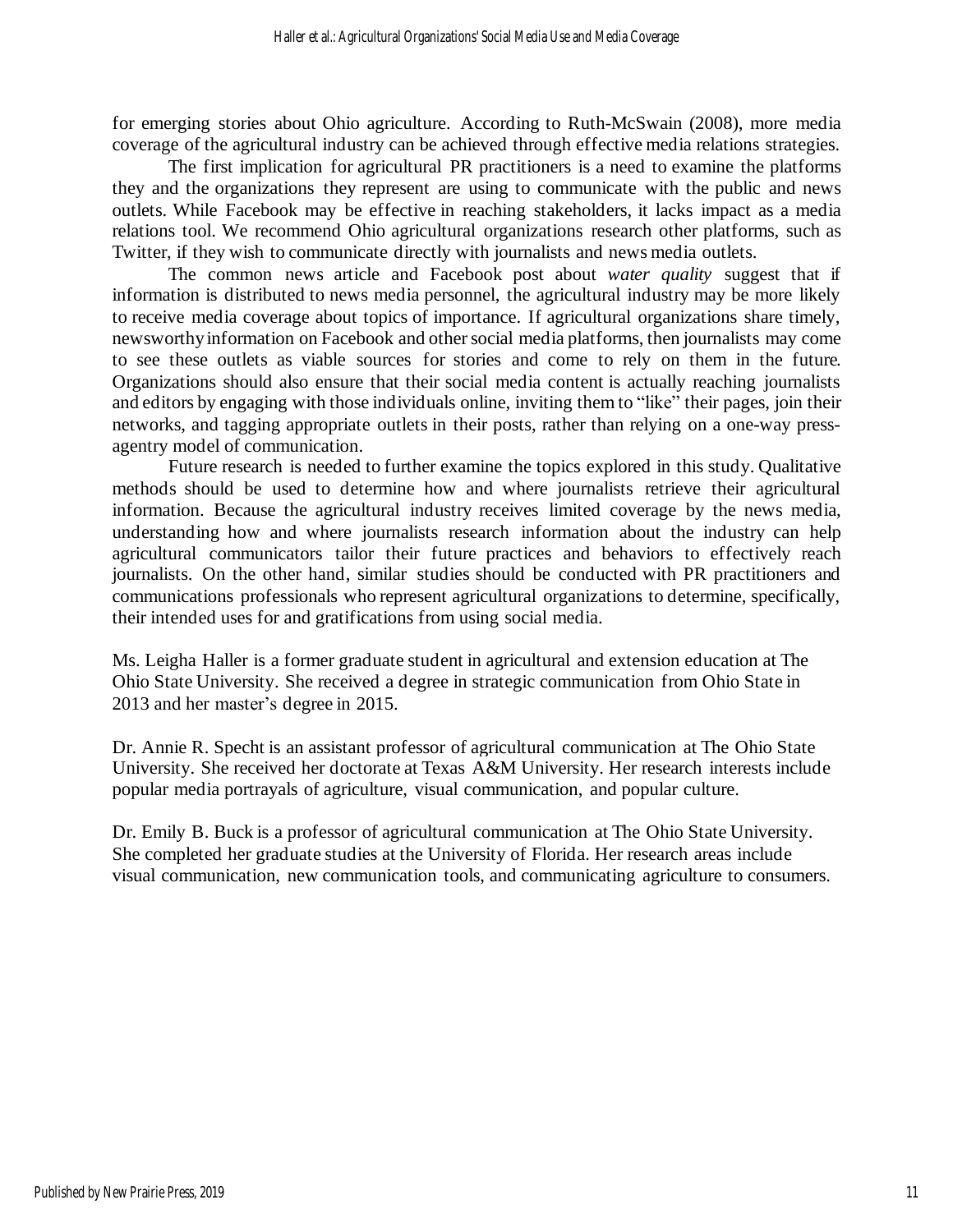for emerging stories about Ohio agriculture. According to Ruth-McSwain (2008), more media coverage of the agricultural industry can be achieved through effective media relations strategies.

The first implication for agricultural PR practitioners is a need to examine the platforms they and the organizations they represent are using to communicate with the public and news outlets. While Facebook may be effective in reaching stakeholders, it lacks impact as a media relations tool. We recommend Ohio agricultural organizations research other platforms, such as Twitter, if they wish to communicate directly with journalists and news media outlets.

The common news article and Facebook post about *water quality* suggest that if information is distributed to news media personnel, the agricultural industry may be more likely to receive media coverage about topics of importance. If agricultural organizations share timely, newsworthy information on Facebook and other social media platforms, then journalists may come to see these outlets as viable sources for stories and come to rely on them in the future. Organizations should also ensure that their social media content is actually reaching journalists and editors by engaging with those individuals online, inviting them to "like" their pages, join their networks, and tagging appropriate outlets in their posts, rather than relying on a one-way press-agentry model of communication.

Future research is needed to further examine the topics explored in this study. Qualitative methods should be used to determine how and where journalists retrieve their agricultural information. Because the agricultural industry receives limited coverage by the news media, understanding how and where journalists research information about the industry can help agricultural communicators tailor their future practices and behaviors to effectively reach journalists. On the other hand, similar studies should be conducted with PR practitioners and communications professionals who represent agricultural organizations to determine, specifically, their intended uses for and gratifications from using social media.

Ms. Leigha Haller is a former graduate student in agricultural and extension education at The Ohio State University. She received a degree in strategic communication from Ohio State in 2013 and her master's degree in 2015.

Dr. Annie R. Specht is an assistant professor of agricultural communication at The Ohio State University. She received her doctorate at Texas A&M University. Her research interests include popular media portrayals of agriculture, visual communication, and popular culture.

Dr. Emily B. Buck is a professor of agricultural communication at The Ohio State University. She completed her graduate studies at the University of Florida. Her research areas include visual communication, new communication tools, and communicating agriculture to consumers.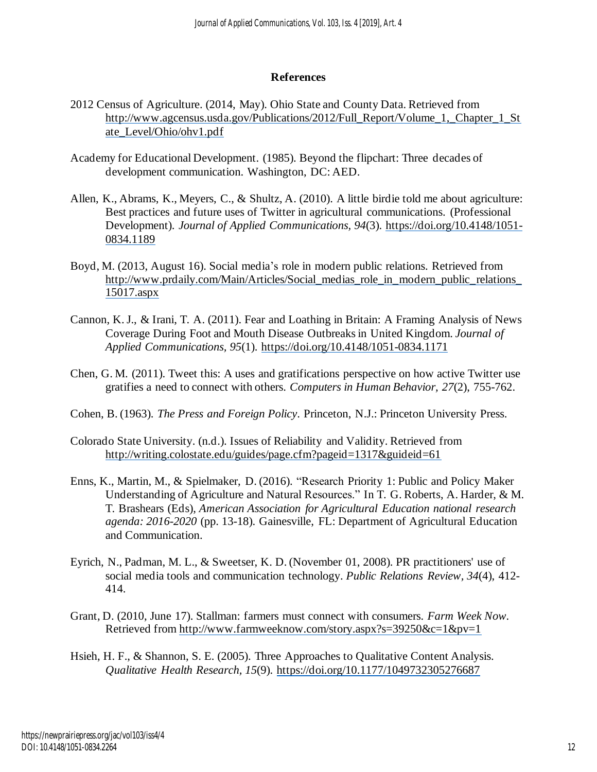## References

2012 Census of Agriculture. (2014, May). Ohio State and County Data. Retrieved from http://www.agcensus.usda.gov/Publications/2012/Full_Report/Volume_1,_Chapter_1_State_Level/Ohio/ohv1.pdf

Academy for Educational Development. (1985). Beyond the flipchart: Three decades of development communication. Washington, DC: AED.

Allen, K., Abrams, K., Meyers, C., & Shultz, A. (2010). A little birdie told me about agriculture: Best practices and future uses of Twitter in agricultural communications. (Professional Development). *Journal of Applied Communications, 94*(3). https://doi.org/10.4148/1051-0834.1189

Boyd, M. (2013, August 16). Social media's role in modern public relations. Retrieved from http://www.prdaily.com/Main/Articles/Social_medias_role_in_modern_public_relations_15017.aspx

Cannon, K. J., & Irani, T. A. (2011). Fear and Loathing in Britain: A Framing Analysis of News Coverage During Foot and Mouth Disease Outbreaks in United Kingdom. *Journal of Applied Communications, 95*(1). https://doi.org/10.4148/1051-0834.1171

Chen, G. M. (2011). Tweet this: A uses and gratifications perspective on how active Twitter use gratifies a need to connect with others. *Computers in Human Behavior, 27*(2), 755-762.

Cohen, B. (1963). *The Press and Foreign Policy*. Princeton, N.J.: Princeton University Press.

Colorado State University. (n.d.). Issues of Reliability and Validity. Retrieved from http://writing.colostate.edu/guides/page.cfm?pageid=1317&guideid=61

Enns, K., Martin, M., & Spielmaker, D. (2016). "Research Priority 1: Public and Policy Maker Understanding of Agriculture and Natural Resources." In T. G. Roberts, A. Harder, & M. T. Brashears (Eds), *American Association for Agricultural Education national research agenda: 2016-2020* (pp. 13-18). Gainesville, FL: Department of Agricultural Education and Communication.

Eyrich, N., Padman, M. L., & Sweetser, K. D. (November 01, 2008). PR practitioners' use of social media tools and communication technology. *Public Relations Review, 34*(4), 412-414.

Grant, D. (2010, June 17). Stallman: farmers must connect with consumers. *Farm Week Now*. Retrieved from http://www.farmweeknow.com/story.aspx?s=39250&c=1&pv=1

Hsieh, H. F., & Shannon, S. E. (2005). Three Approaches to Qualitative Content Analysis. *Qualitative Health Research, 15*(9). https://doi.org/10.1177/1049732305276687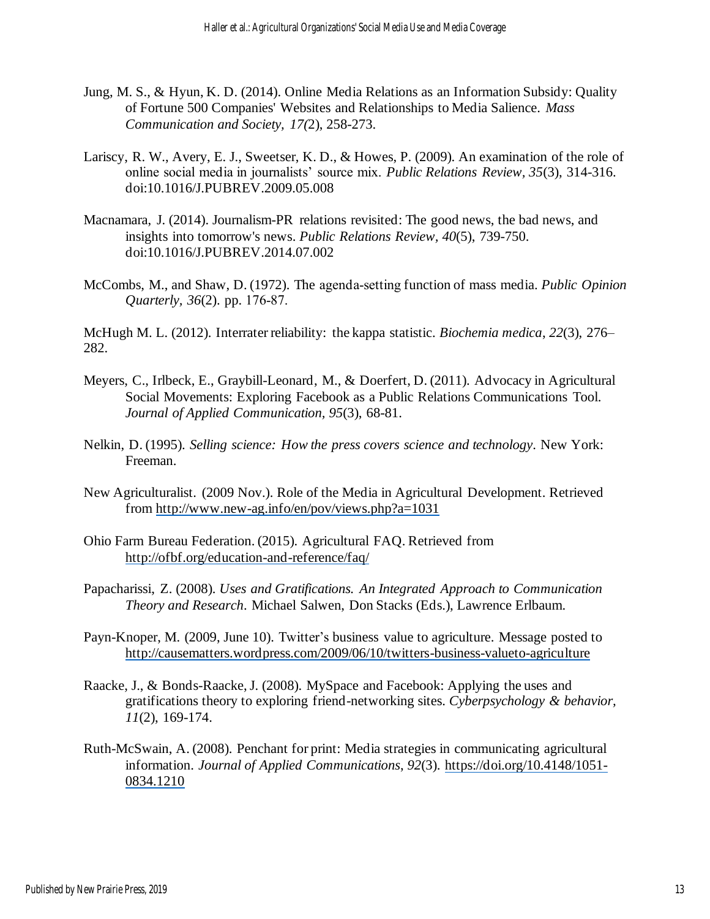Jung, M. S., & Hyun, K. D. (2014). Online Media Relations as an Information Subsidy: Quality of Fortune 500 Companies' Websites and Relationships to Media Salience. *Mass Communication and Society, 17(*2), 258-273.

Lariscy, R. W., Avery, E. J., Sweetser, K. D., & Howes, P. (2009). An examination of the role of online social media in journalists' source mix. *Public Relations Review, 35*(3), 314-316. doi:10.1016/J.PUBREV.2009.05.008

Macnamara, J. (2014). Journalism-PR relations revisited: The good news, the bad news, and insights into tomorrow's news. *Public Relations Review, 40*(5), 739-750. doi:10.1016/J.PUBREV.2014.07.002

McCombs, M., and Shaw, D. (1972). The agenda-setting function of mass media. *Public Opinion Quarterly, 36*(2). pp. 176-87.

McHugh M. L. (2012). Interrater reliability: the kappa statistic. *Biochemia medica*, *22*(3), 276–282.

Meyers, C., Irlbeck, E., Graybill-Leonard, M., & Doerfert, D. (2011). Advocacy in Agricultural Social Movements: Exploring Facebook as a Public Relations Communications Tool. *Journal of Applied Communication, 95*(3), 68-81.

Nelkin, D. (1995). *Selling science: How the press covers science and technology*. New York: Freeman.

New Agriculturalist. (2009 Nov.). Role of the Media in Agricultural Development. Retrieved from http://www.new-ag.info/en/pov/views.php?a=1031

Ohio Farm Bureau Federation. (2015). Agricultural FAQ. Retrieved from http://ofbf.org/education-and-reference/faq/

Papacharissi, Z. (2008). *Uses and Gratifications. An Integrated Approach to Communication Theory and Research*. Michael Salwen, Don Stacks (Eds.), Lawrence Erlbaum.

Payn-Knoper, M. (2009, June 10). Twitter's business value to agriculture. Message posted to http://causematters.wordpress.com/2009/06/10/twitters-business-valueto-agriculture

Raacke, J., & Bonds-Raacke, J. (2008). MySpace and Facebook: Applying the uses and gratifications theory to exploring friend-networking sites. *Cyberpsychology & behavior, 11*(2), 169-174.

Ruth-McSwain, A. (2008). Penchant for print: Media strategies in communicating agricultural information. *Journal of Applied Communications, 92*(3). https://doi.org/10.4148/1051-0834.1210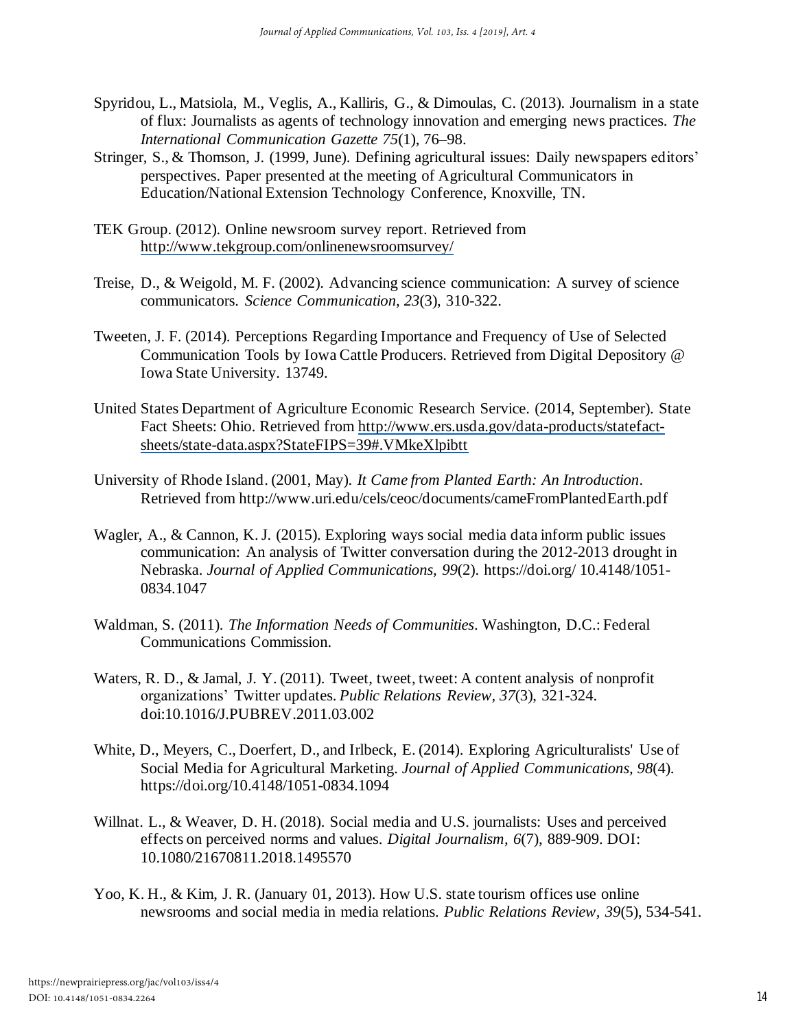Spyridou, L., Matsiola, M., Veglis, A., Kalliris, G., & Dimoulas, C. (2013). Journalism in a state of flux: Journalists as agents of technology innovation and emerging news practices. *The International Communication Gazette 75*(1), 76–98.

Stringer, S., & Thomson, J. (1999, June). Defining agricultural issues: Daily newspapers editors' perspectives. Paper presented at the meeting of Agricultural Communicators in Education/National Extension Technology Conference, Knoxville, TN.

TEK Group. (2012). Online newsroom survey report. Retrieved from http://www.tekgroup.com/onlinenewsroomsurvey/

Treise, D., & Weigold, M. F. (2002). Advancing science communication: A survey of science communicators. *Science Communication, 23*(3), 310-322.

Tweeten, J. F. (2014). Perceptions Regarding Importance and Frequency of Use of Selected Communication Tools by Iowa Cattle Producers. Retrieved from Digital Depository @ Iowa State University. 13749.

United States Department of Agriculture Economic Research Service. (2014, September). State Fact Sheets: Ohio. Retrieved from http://www.ers.usda.gov/data-products/statefact-sheets/state-data.aspx?StateFIPS=39#.VMkeXlpibtt

University of Rhode Island. (2001, May). *It Came from Planted Earth: An Introduction*. Retrieved from http://www.uri.edu/cels/ceoc/documents/cameFromPlantedEarth.pdf

Wagler, A., & Cannon, K. J. (2015). Exploring ways social media data inform public issues communication: An analysis of Twitter conversation during the 2012-2013 drought in Nebraska. *Journal of Applied Communications, 99*(2). https://doi.org/ 10.4148/1051-0834.1047

Waldman, S. (2011). *The Information Needs of Communities*. Washington, D.C.: Federal Communications Commission.

Waters, R. D., & Jamal, J. Y. (2011). Tweet, tweet, tweet: A content analysis of nonprofit organizations' Twitter updates. *Public Relations Review, 37*(3), 321-324. doi:10.1016/J.PUBREV.2011.03.002

White, D., Meyers, C., Doerfert, D., and Irlbeck, E. (2014). Exploring Agriculturalists' Use of Social Media for Agricultural Marketing. *Journal of Applied Communications, 98*(4). https://doi.org/10.4148/1051-0834.1094

Willnat. L., & Weaver, D. H. (2018). Social media and U.S. journalists: Uses and perceived effects on perceived norms and values. *Digital Journalism, 6*(7), 889-909. DOI: 10.1080/21670811.2018.1495570

Yoo, K. H., & Kim, J. R. (January 01, 2013). How U.S. state tourism offices use online newsrooms and social media in media relations. *Public Relations Review, 39*(5), 534-541.